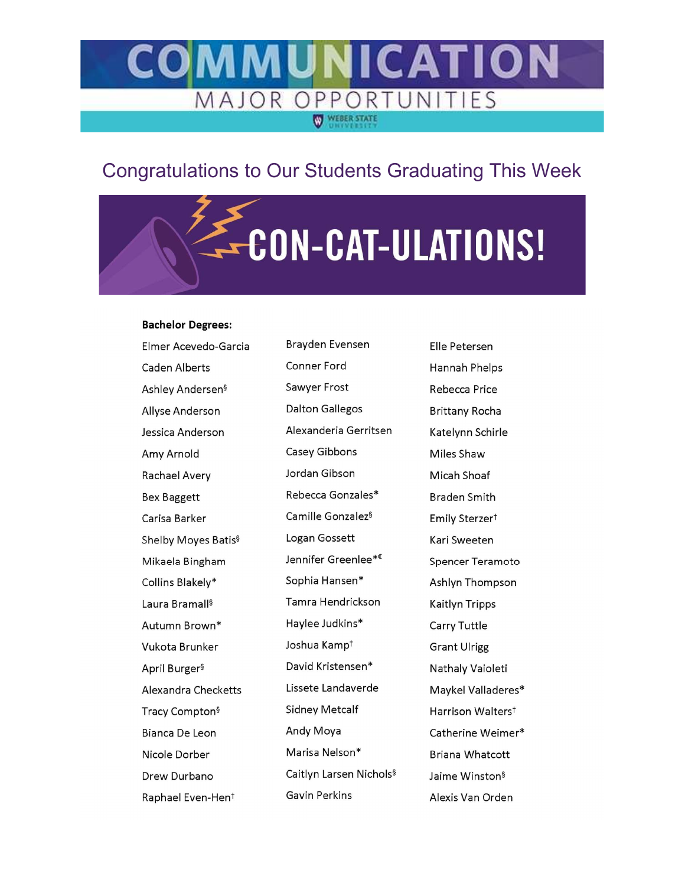# COMMUNICATION

MAJOR OPPORTUNITIES

WEBER STATE UNIVERSITY

## Congratulations to Our Students Graduating This Week

# CON-CAT-ULATIONS!

**Bachelor Degrees:**

Elmer Acevedo-Garcia
Caden Alberts
Ashley Andersen§
Allyse Anderson
Jessica Anderson
Amy Arnold
Rachael Avery
Bex Baggett
Carisa Barker
Shelby Moyes Batis§
Mikaela Bingham
Collins Blakely*
Laura Bramall§
Autumn Brown*
Vukota Brunker
April Burger§
Alexandra Checketts
Tracy Compton§
Bianca De Leon
Nicole Dorber
Drew Durbano
Raphael Even-Hen†
Brayden Evensen
Conner Ford
Sawyer Frost
Dalton Gallegos
Alexanderia Gerritsen
Casey Gibbons
Jordan Gibson
Rebecca Gonzales*
Camille Gonzalez§
Logan Gossett
Jennifer Greenlee*€
Sophia Hansen*
Tamra Hendrickson
Haylee Judkins*
Joshua Kampt†
David Kristensen*
Lissete Landaverde
Sidney Metcalf
Andy Moya
Marisa Nelson*
Caitlyn Larsen Nichols§
Gavin Perkins
Elle Petersen
Hannah Phelps
Rebecca Price
Brittany Rocha
Katelynn Schirle
Miles Shaw
Micah Shoaf
Braden Smith
Emily Sterzer†
Kari Sweeten
Spencer Teramoto
Ashlyn Thompson
Kaitlyn Tripps
Carry Tuttle
Grant Ulrigg
Nathaly Vaioleti
Maykel Valladeres*
Harrison Walters†
Catherine Weimer*
Briana Whatcott
Jaime Winston§
Alexis Van Orden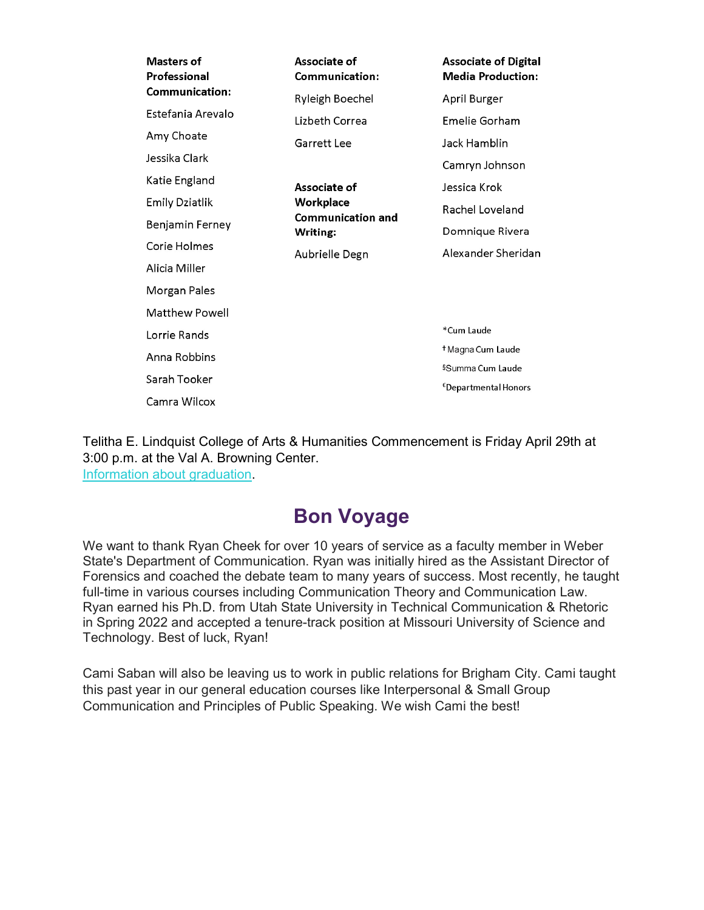**Masters of Professional Communication:**

Estefania Arevalo

Amy Choate

Jessika Clark

Katie England

Emily Dziatlik

Benjamin Ferney

Corie Holmes

Alicia Miller

Morgan Pales

Matthew Powell

Lorrie Rands

Anna Robbins

Sarah Tooker

Camra Wilcox

**Associate of Communication:**

Ryleigh Boechel

Lizbeth Correa

Garrett Lee

**Associate of Workplace Communication and Writing:**

Aubrielle Degn

**Associate of Digital Media Production:**

April Burger

Emelie Gorham

Jack Hamblin

Camryn Johnson

Jessica Krok

Rachel Loveland

Domnique Rivera

Alexander Sheridan

*Cum Laude

† Magna Cum Laude

§Summa Cum Laude

€Departmental Honors

Telitha E. Lindquist College of Arts & Humanities Commencement is Friday April 29th at 3:00 p.m. at the Val A. Browning Center.
Information about graduation.

## Bon Voyage

We want to thank Ryan Cheek for over 10 years of service as a faculty member in Weber State's Department of Communication. Ryan was initially hired as the Assistant Director of Forensics and coached the debate team to many years of success. Most recently, he taught full-time in various courses including Communication Theory and Communication Law. Ryan earned his Ph.D. from Utah State University in Technical Communication & Rhetoric in Spring 2022 and accepted a tenure-track position at Missouri University of Science and Technology. Best of luck, Ryan!

Cami Saban will also be leaving us to work in public relations for Brigham City. Cami taught this past year in our general education courses like Interpersonal & Small Group Communication and Principles of Public Speaking. We wish Cami the best!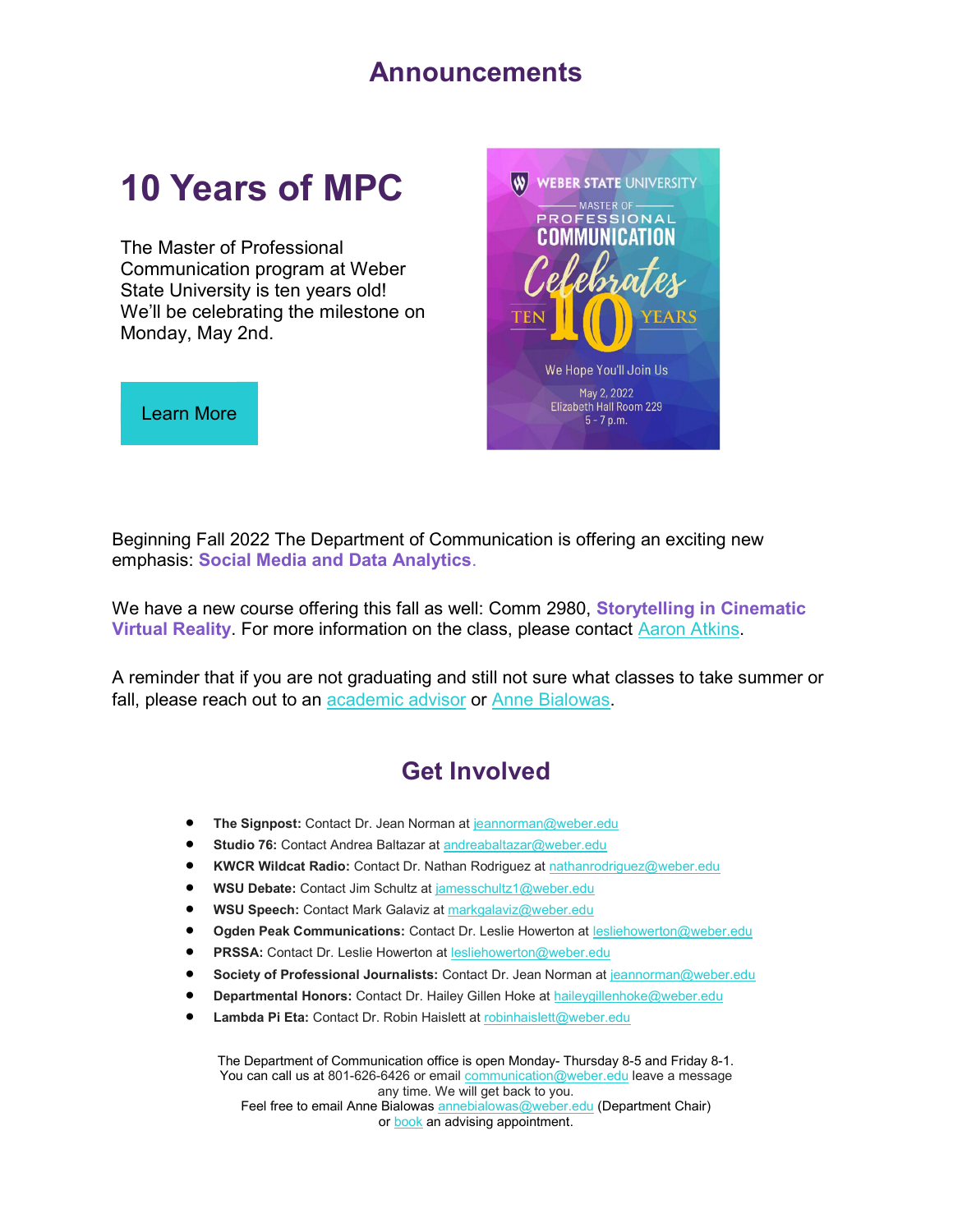## Announcements

# 10 Years of MPC

The Master of Professional Communication program at Weber State University is ten years old! We'll be celebrating the milestone on Monday, May 2nd.

Learn More

WEBER STATE UNIVERSITY
MASTER OF
PROFESSIONAL
COMMUNICATION
Celebrates
TEN 10 YEARS
We Hope You'll Join Us
May 2, 2022
Elizabeth Hall Room 229
5 - 7 p.m.

Beginning Fall 2022 The Department of Communication is offering an exciting new emphasis: **Social Media and Data Analytics**.

We have a new course offering this fall as well: Comm 2980, **Storytelling in Cinematic Virtual Reality**. For more information on the class, please contact [Aaron Atkins].

A reminder that if you are not graduating and still not sure what classes to take summer or fall, please reach out to an [academic advisor] or [Anne Bialowas].

## Get Involved

- **The Signpost:** Contact Dr. Jean Norman at jeannorman@weber.edu
- **Studio 76:** Contact Andrea Baltazar at andreabaltazar@weber.edu
- **KWCR Wildcat Radio:** Contact Dr. Nathan Rodriguez at nathanrodriguez@weber.edu
- **WSU Debate:** Contact Jim Schultz at jamesschultz1@weber.edu
- **WSU Speech:** Contact Mark Galaviz at markgalaviz@weber.edu
- **Ogden Peak Communications:** Contact Dr. Leslie Howerton at lesliehowerton@weber.edu
- **PRSSA:** Contact Dr. Leslie Howerton at lesliehowerton@weber.edu
- **Society of Professional Journalists:** Contact Dr. Jean Norman at jeannorman@weber.edu
- **Departmental Honors:** Contact Dr. Hailey Gillen Hoke at haileygillenhoke@weber.edu
- **Lambda Pi Eta:** Contact Dr. Robin Haislett at robinhaislett@weber.edu

The Department of Communication office is open Monday- Thursday 8-5 and Friday 8-1.
You can call us at 801-626-6426 or email communication@weber.edu leave a message any time. We will get back to you.
Feel free to email Anne Bialowas annebialowas@weber.edu (Department Chair) or book an advising appointment.